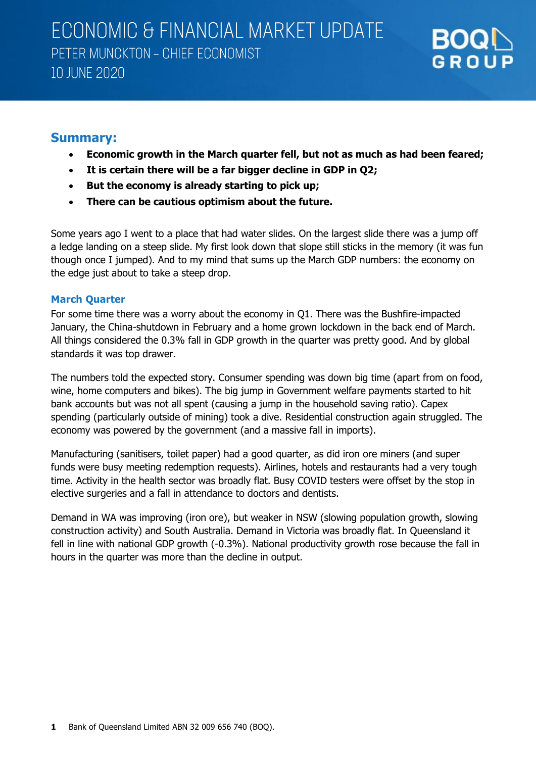# ECONOMIC & FINANCIAL MARKET UPDATE

PETER MUNCKTON – CHIEF ECONOMIST

10 JUNE 2020

## Summary:

- **Economic growth in the March quarter fell, but not as much as had been feared;**
- **It is certain there will be a far bigger decline in GDP in Q2;**
- **But the economy is already starting to pick up;**
- **There can be cautious optimism about the future.**

Some years ago I went to a place that had water slides. On the largest slide there was a jump off a ledge landing on a steep slide. My first look down that slope still sticks in the memory (it was fun though once I jumped). And to my mind that sums up the March GDP numbers: the economy on the edge just about to take a steep drop.

### March Quarter

For some time there was a worry about the economy in Q1. There was the Bushfire-impacted January, the China-shutdown in February and a home grown lockdown in the back end of March. All things considered the 0.3% fall in GDP growth in the quarter was pretty good. And by global standards it was top drawer.

The numbers told the expected story. Consumer spending was down big time (apart from on food, wine, home computers and bikes). The big jump in Government welfare payments started to hit bank accounts but was not all spent (causing a jump in the household saving ratio). Capex spending (particularly outside of mining) took a dive. Residential construction again struggled. The economy was powered by the government (and a massive fall in imports).

Manufacturing (sanitisers, toilet paper) had a good quarter, as did iron ore miners (and super funds were busy meeting redemption requests). Airlines, hotels and restaurants had a very tough time. Activity in the health sector was broadly flat. Busy COVID testers were offset by the stop in elective surgeries and a fall in attendance to doctors and dentists.

Demand in WA was improving (iron ore), but weaker in NSW (slowing population growth, slowing construction activity) and South Australia. Demand in Victoria was broadly flat. In Queensland it fell in line with national GDP growth (-0.3%). National productivity growth rose because the fall in hours in the quarter was more than the decline in output.

Bank of Queensland Limited ABN 32 009 656 740 (BOQ).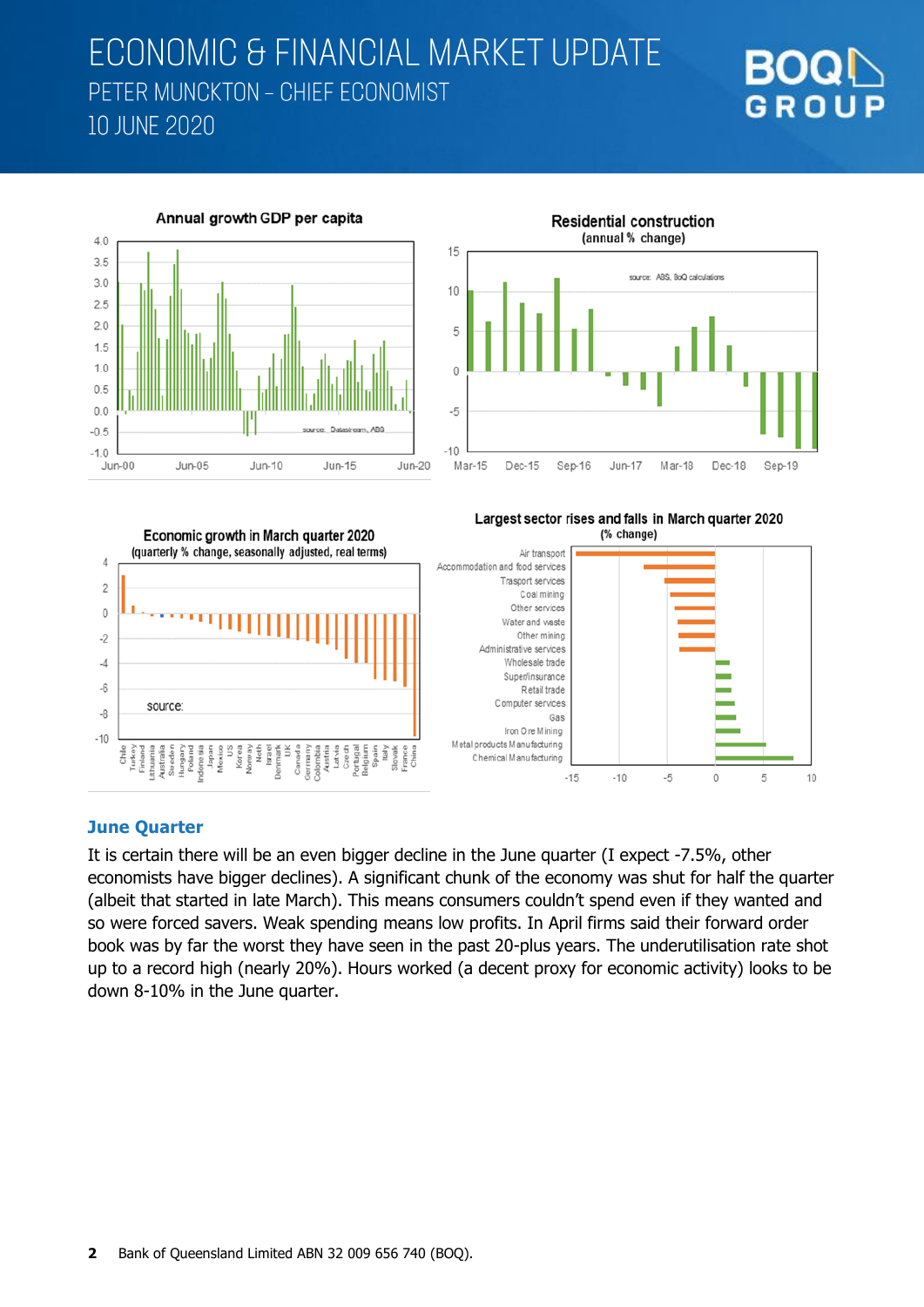## June Quarter

It is certain there will be an even bigger decline in the June quarter (I expect -7.5%, other economists have bigger declines). A significant chunk of the economy was shut for half the quarter (albeit that started in late March). This means consumers couldn't spend even if they wanted and so were forced savers. Weak spending means low profits. In April firms said their forward order book was by far the worst they have seen in the past 20-plus years. The underutilisation rate shot up to a record high (nearly 20%). Hours worked (a decent proxy for economic activity) looks to be down 8-10% in the June quarter.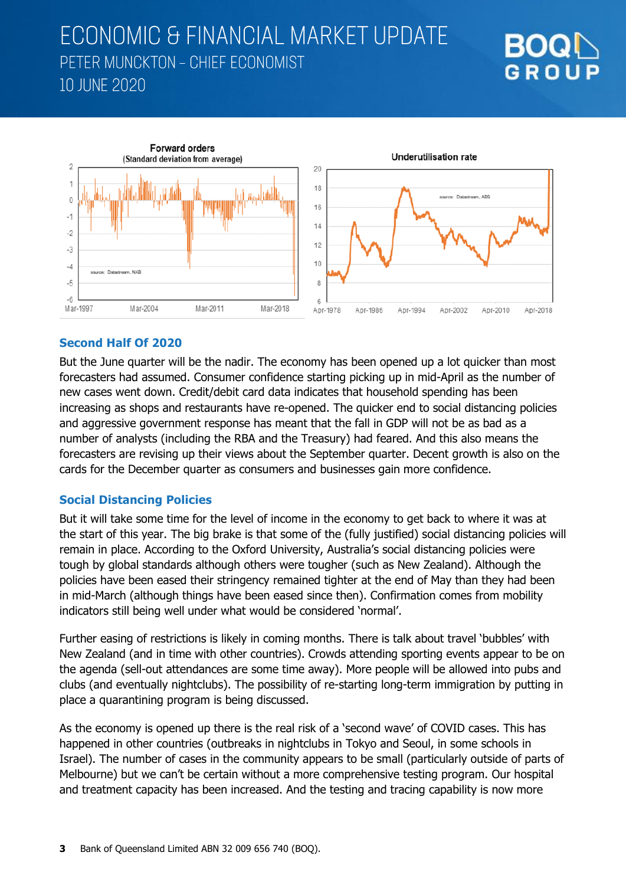Forward orders
(Standard deviation from average)

Underutilisation rate

## Second Half Of 2020

But the June quarter will be the nadir. The economy has been opened up a lot quicker than most forecasters had assumed. Consumer confidence starting picking up in mid-April as the number of new cases went down. Credit/debit card data indicates that household spending has been increasing as shops and restaurants have re-opened. The quicker end to social distancing policies and aggressive government response has meant that the fall in GDP will not be as bad as a number of analysts (including the RBA and the Treasury) had feared. And this also means the forecasters are revising up their views about the September quarter. Decent growth is also on the cards for the December quarter as consumers and businesses gain more confidence.

## Social Distancing Policies

But it will take some time for the level of income in the economy to get back to where it was at the start of this year. The big brake is that some of the (fully justified) social distancing policies will remain in place. According to the Oxford University, Australia's social distancing policies were tough by global standards although others were tougher (such as New Zealand). Although the policies have been eased their stringency remained tighter at the end of May than they had been in mid-March (although things have been eased since then). Confirmation comes from mobility indicators still being well under what would be considered 'normal'.

Further easing of restrictions is likely in coming months. There is talk about travel 'bubbles' with New Zealand (and in time with other countries). Crowds attending sporting events appear to be on the agenda (sell-out attendances are some time away). More people will be allowed into pubs and clubs (and eventually nightclubs). The possibility of re-starting long-term immigration by putting in place a quarantining program is being discussed.

As the economy is opened up there is the real risk of a 'second wave' of COVID cases. This has happened in other countries (outbreaks in nightclubs in Tokyo and Seoul, in some schools in Israel). The number of cases in the community appears to be small (particularly outside of parts of Melbourne) but we can't be certain without a more comprehensive testing program. Our hospital and treatment capacity has been increased. And the testing and tracing capability is now more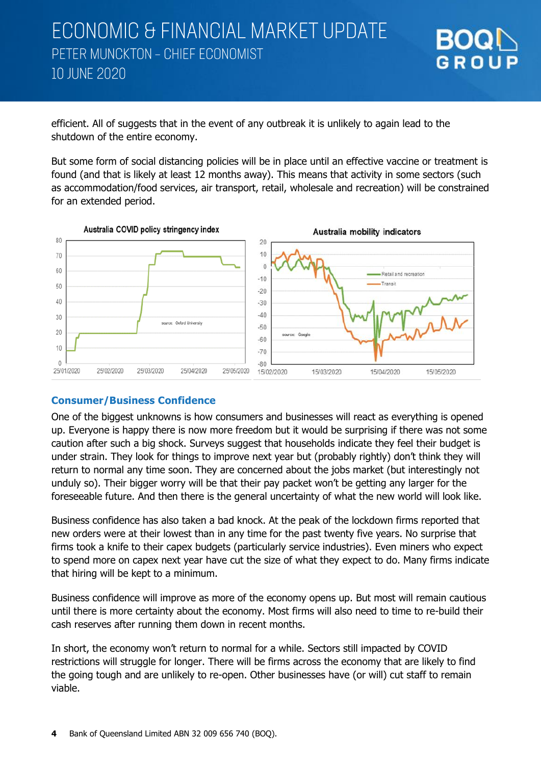efficient. All of suggests that in the event of any outbreak it is unlikely to again lead to the shutdown of the entire economy.

But some form of social distancing policies will be in place until an effective vaccine or treatment is found (and that is likely at least 12 months away). This means that activity in some sectors (such as accommodation/food services, air transport, retail, wholesale and recreation) will be constrained for an extended period.

### Consumer/Business Confidence

One of the biggest unknowns is how consumers and businesses will react as everything is opened up. Everyone is happy there is now more freedom but it would be surprising if there was not some caution after such a big shock. Surveys suggest that households indicate they feel their budget is under strain. They look for things to improve next year but (probably rightly) don't think they will return to normal any time soon. They are concerned about the jobs market (but interestingly not unduly so). Their bigger worry will be that their pay packet won't be getting any larger for the foreseeable future. And then there is the general uncertainty of what the new world will look like.

Business confidence has also taken a bad knock. At the peak of the lockdown firms reported that new orders were at their lowest than in any time for the past twenty five years. No surprise that firms took a knife to their capex budgets (particularly service industries). Even miners who expect to spend more on capex next year have cut the size of what they expect to do. Many firms indicate that hiring will be kept to a minimum.

Business confidence will improve as more of the economy opens up. But most will remain cautious until there is more certainty about the economy. Most firms will also need to time to re-build their cash reserves after running them down in recent months.

In short, the economy won't return to normal for a while. Sectors still impacted by COVID restrictions will struggle for longer. There will be firms across the economy that are likely to find the going tough and are unlikely to re-open. Other businesses have (or will) cut staff to remain viable.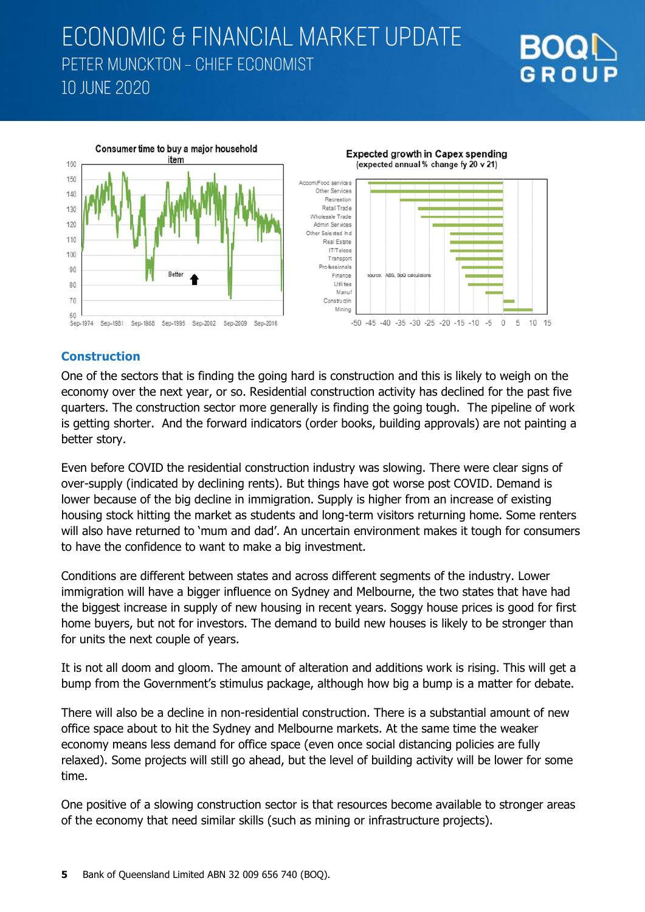Consumer time to buy a major household item

Expected growth in Capex spending
(expected annual % change fy 20 v 21)

## Construction

One of the sectors that is finding the going hard is construction and this is likely to weigh on the economy over the next year, or so. Residential construction activity has declined for the past five quarters. The construction sector more generally is finding the going tough. The pipeline of work is getting shorter. And the forward indicators (order books, building approvals) are not painting a better story.

Even before COVID the residential construction industry was slowing. There were clear signs of over-supply (indicated by declining rents). But things have got worse post COVID. Demand is lower because of the big decline in immigration. Supply is higher from an increase of existing housing stock hitting the market as students and long-term visitors returning home. Some renters will also have returned to 'mum and dad'. An uncertain environment makes it tough for consumers to have the confidence to want to make a big investment.

Conditions are different between states and across different segments of the industry. Lower immigration will have a bigger influence on Sydney and Melbourne, the two states that have had the biggest increase in supply of new housing in recent years. Soggy house prices is good for first home buyers, but not for investors. The demand to build new houses is likely to be stronger than for units the next couple of years.

It is not all doom and gloom. The amount of alteration and additions work is rising. This will get a bump from the Government's stimulus package, although how big a bump is a matter for debate.

There will also be a decline in non-residential construction. There is a substantial amount of new office space about to hit the Sydney and Melbourne markets. At the same time the weaker economy means less demand for office space (even once social distancing policies are fully relaxed). Some projects will still go ahead, but the level of building activity will be lower for some time.

One positive of a slowing construction sector is that resources become available to stronger areas of the economy that need similar skills (such as mining or infrastructure projects).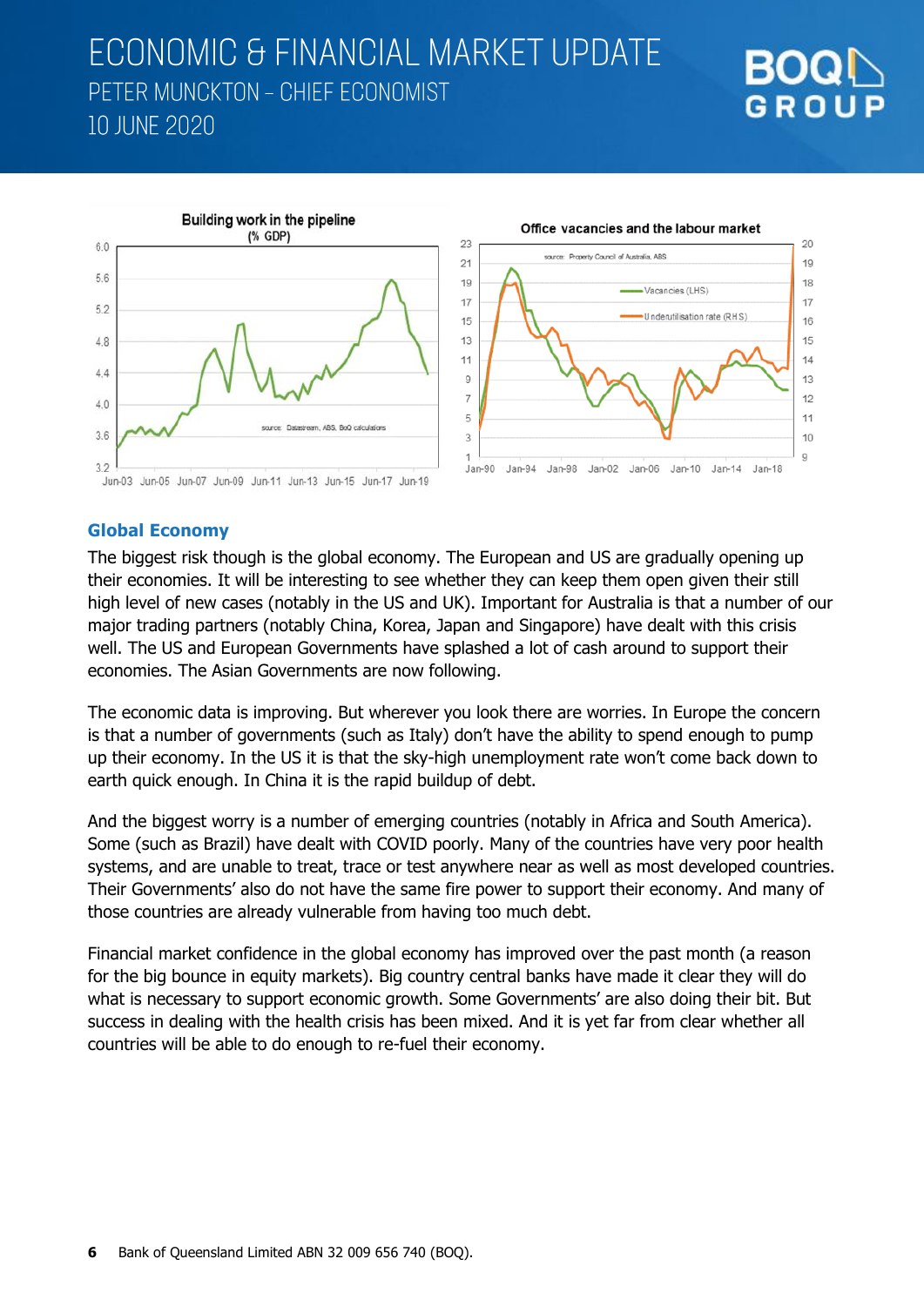## Global Economy

The biggest risk though is the global economy. The European and US are gradually opening up their economies. It will be interesting to see whether they can keep them open given their still high level of new cases (notably in the US and UK). Important for Australia is that a number of our major trading partners (notably China, Korea, Japan and Singapore) have dealt with this crisis well. The US and European Governments have splashed a lot of cash around to support their economies. The Asian Governments are now following.

The economic data is improving. But wherever you look there are worries. In Europe the concern is that a number of governments (such as Italy) don't have the ability to spend enough to pump up their economy. In the US it is that the sky-high unemployment rate won't come back down to earth quick enough. In China it is the rapid buildup of debt.

And the biggest worry is a number of emerging countries (notably in Africa and South America). Some (such as Brazil) have dealt with COVID poorly. Many of the countries have very poor health systems, and are unable to treat, trace or test anywhere near as well as most developed countries. Their Governments' also do not have the same fire power to support their economy. And many of those countries are already vulnerable from having too much debt.

Financial market confidence in the global economy has improved over the past month (a reason for the big bounce in equity markets). Big country central banks have made it clear they will do what is necessary to support economic growth. Some Governments' are also doing their bit. But success in dealing with the health crisis has been mixed. And it is yet far from clear whether all countries will be able to do enough to re-fuel their economy.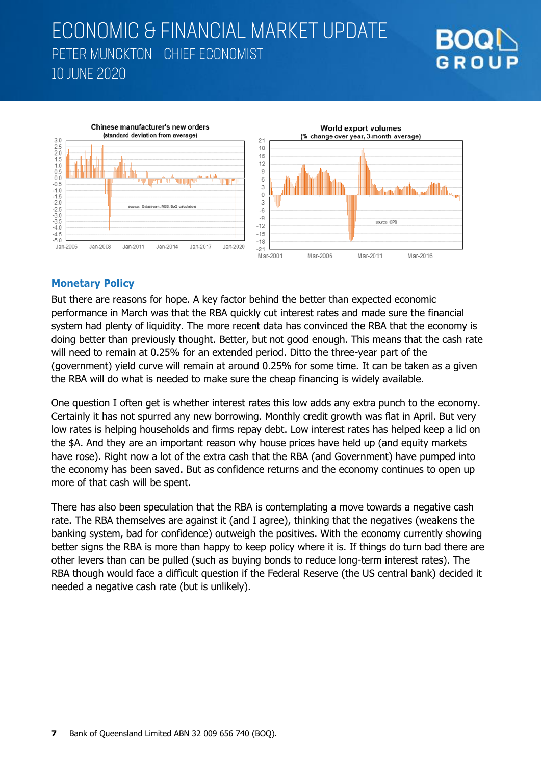## Monetary Policy

But there are reasons for hope. A key factor behind the better than expected economic performance in March was that the RBA quickly cut interest rates and made sure the financial system had plenty of liquidity. The more recent data has convinced the RBA that the economy is doing better than previously thought. Better, but not good enough. This means that the cash rate will need to remain at 0.25% for an extended period. Ditto the three-year part of the (government) yield curve will remain at around 0.25% for some time. It can be taken as a given the RBA will do what is needed to make sure the cheap financing is widely available.

One question I often get is whether interest rates this low adds any extra punch to the economy. Certainly it has not spurred any new borrowing. Monthly credit growth was flat in April. But very low rates is helping households and firms repay debt. Low interest rates has helped keep a lid on the $A. And they are an important reason why house prices have held up (and equity markets have rose). Right now a lot of the extra cash that the RBA (and Government) have pumped into the economy has been saved. But as confidence returns and the economy continues to open up more of that cash will be spent.

There has also been speculation that the RBA is contemplating a move towards a negative cash rate. The RBA themselves are against it (and I agree), thinking that the negatives (weakens the banking system, bad for confidence) outweigh the positives. With the economy currently showing better signs the RBA is more than happy to keep policy where it is. If things do turn bad there are other levers than can be pulled (such as buying bonds to reduce long-term interest rates). The RBA though would face a difficult question if the Federal Reserve (the US central bank) decided it needed a negative cash rate (but is unlikely).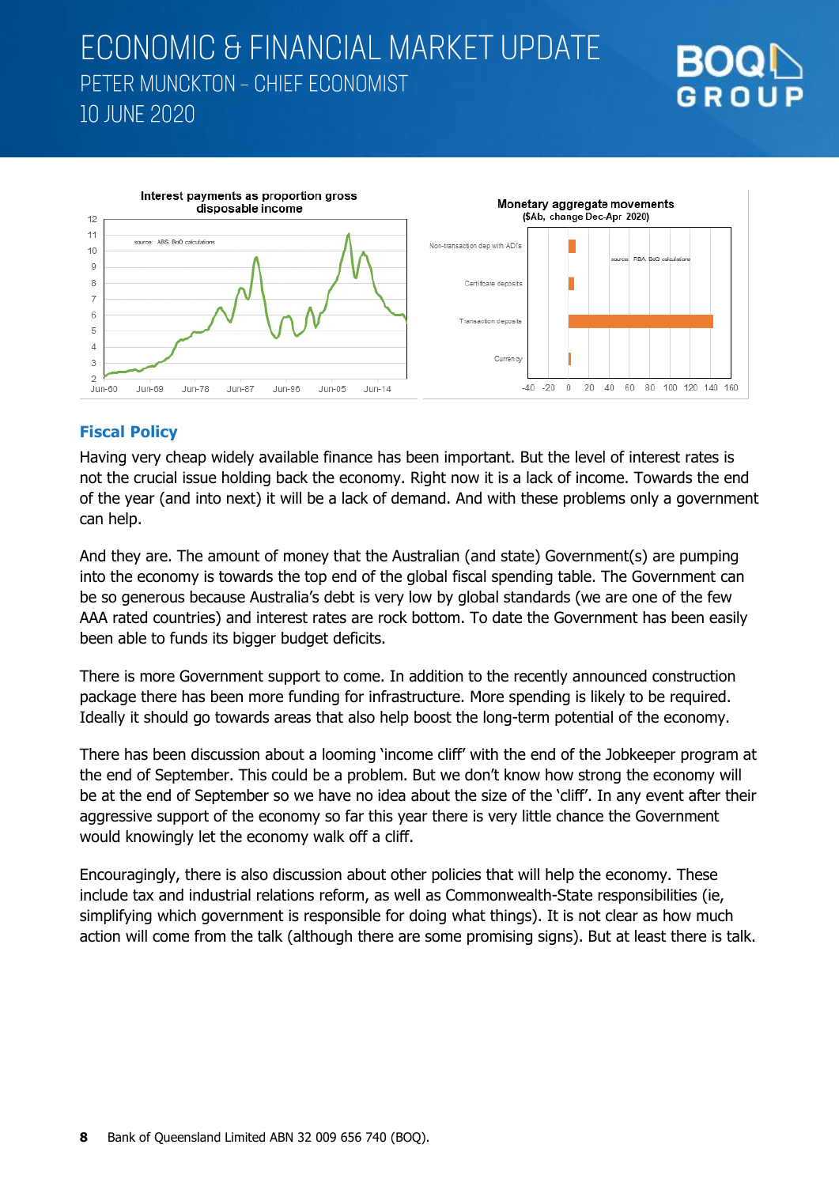## Fiscal Policy

Having very cheap widely available finance has been important. But the level of interest rates is not the crucial issue holding back the economy. Right now it is a lack of income. Towards the end of the year (and into next) it will be a lack of demand. And with these problems only a government can help.

And they are. The amount of money that the Australian (and state) Government(s) are pumping into the economy is towards the top end of the global fiscal spending table. The Government can be so generous because Australia's debt is very low by global standards (we are one of the few AAA rated countries) and interest rates are rock bottom. To date the Government has been easily been able to funds its bigger budget deficits.

There is more Government support to come. In addition to the recently announced construction package there has been more funding for infrastructure. More spending is likely to be required. Ideally it should go towards areas that also help boost the long-term potential of the economy.

There has been discussion about a looming 'income cliff' with the end of the Jobkeeper program at the end of September. This could be a problem. But we don't know how strong the economy will be at the end of September so we have no idea about the size of the 'cliff'. In any event after their aggressive support of the economy so far this year there is very little chance the Government would knowingly let the economy walk off a cliff.

Encouragingly, there is also discussion about other policies that will help the economy. These include tax and industrial relations reform, as well as Commonwealth-State responsibilities (ie, simplifying which government is responsible for doing what things). It is not clear as how much action will come from the talk (although there are some promising signs). But at least there is talk.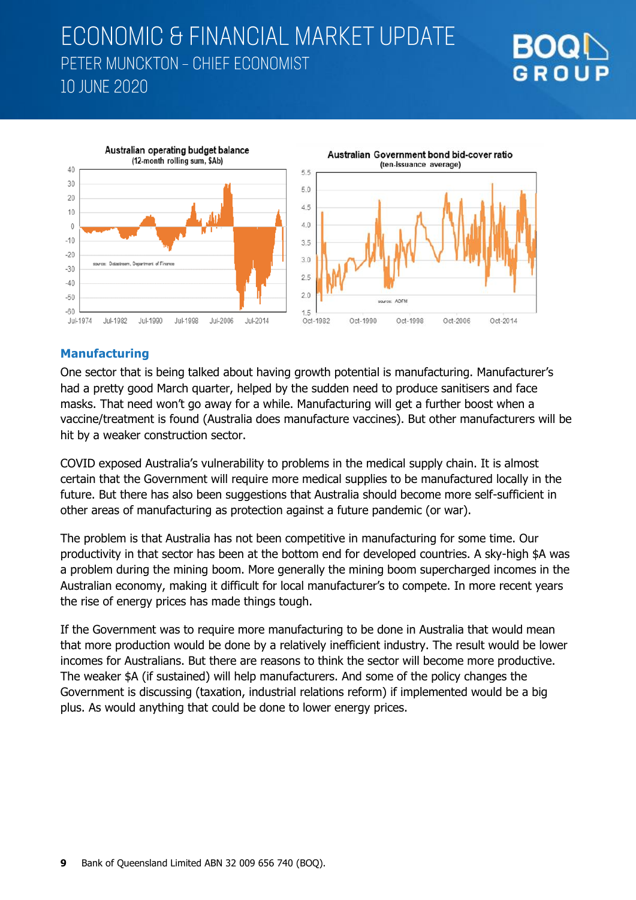## Manufacturing

One sector that is being talked about having growth potential is manufacturing. Manufacturer's had a pretty good March quarter, helped by the sudden need to produce sanitisers and face masks. That need won't go away for a while. Manufacturing will get a further boost when a vaccine/treatment is found (Australia does manufacture vaccines). But other manufacturers will be hit by a weaker construction sector.

COVID exposed Australia's vulnerability to problems in the medical supply chain. It is almost certain that the Government will require more medical supplies to be manufactured locally in the future. But there has also been suggestions that Australia should become more self-sufficient in other areas of manufacturing as protection against a future pandemic (or war).

The problem is that Australia has not been competitive in manufacturing for some time. Our productivity in that sector has been at the bottom end for developed countries. A sky-high $A was a problem during the mining boom. More generally the mining boom supercharged incomes in the Australian economy, making it difficult for local manufacturer's to compete. In more recent years the rise of energy prices has made things tough.

If the Government was to require more manufacturing to be done in Australia that would mean that more production would be done by a relatively inefficient industry. The result would be lower incomes for Australians. But there are reasons to think the sector will become more productive. The weaker $A (if sustained) will help manufacturers. And some of the policy changes the Government is discussing (taxation, industrial relations reform) if implemented would be a big plus. As would anything that could be done to lower energy prices.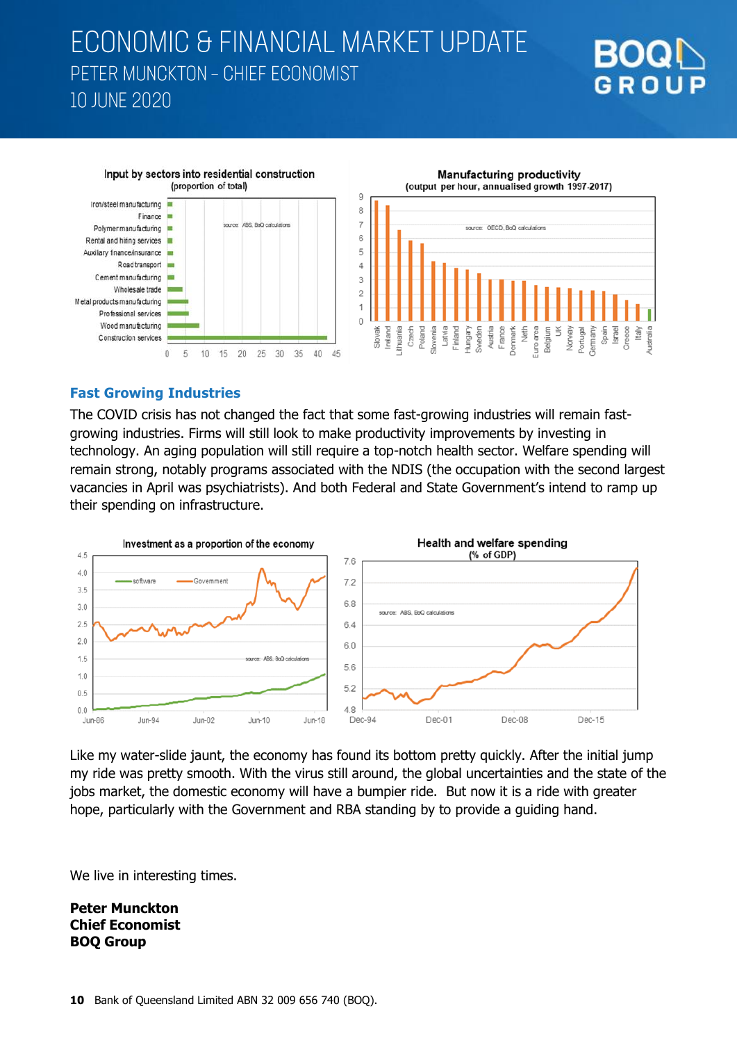Input by sectors into residential construction
(proportion of total)

Iron/steel manufacturing
Finance
Polymer manufacturing
Rental and hiring services
Auxilary finance/insurance
Road transport
Cement manufacturing
Wholesale trade
Metal products manufacturing
Professional services
Wood manufacturing
Construction services

source: ABS, BoQ calculations

0 5 10 15 20 25 30 35 40 45

Manufacturing productivity
(output per hour, annualised growth 1997-2017)

source: OECD, BoQ calculations

9 8 7 6 5 4 3 2 1 0

Slovak, Ireland, Lithuania, Czech, Poland, Slovenia, Latvia, Finland, Hungary, Sweden, Austria, France, Denmark, Neth, Euro area, Belgium, UK, Norway, Portugal, Germany, Spain, Israel, Greece, Italy, Australia

## Fast Growing Industries

The COVID crisis has not changed the fact that some fast-growing industries will remain fast-growing industries. Firms will still look to make productivity improvements by investing in technology. An aging population will still require a top-notch health sector. Welfare spending will remain strong, notably programs associated with the NDIS (the occupation with the second largest vacancies in April was psychiatrists). And both Federal and State Government's intend to ramp up their spending on infrastructure.

Investment as a proportion of the economy

software
Government

source: ABS, BoQ calculations

4.5 4.0 3.5 3.0 2.5 2.0 1.5 1.0 0.5 0.0

Jun-86 Jun-94 Jun-02 Jun-10 Jun-18

Health and welfare spending
(% of GDP)

source: ABS, BoQ calculations

7.6 7.2 6.8 6.4 6.0 5.6 5.2 4.8

Dec-94 Dec-01 Dec-08 Dec-15

Like my water-slide jaunt, the economy has found its bottom pretty quickly. After the initial jump my ride was pretty smooth. With the virus still around, the global uncertainties and the state of the jobs market, the domestic economy will have a bumpier ride. But now it is a ride with greater hope, particularly with the Government and RBA standing by to provide a guiding hand.

We live in interesting times.

**Peter Munckton**
**Chief Economist**
**BOQ Group**

Bank of Queensland Limited ABN 32 009 656 740 (BOQ).